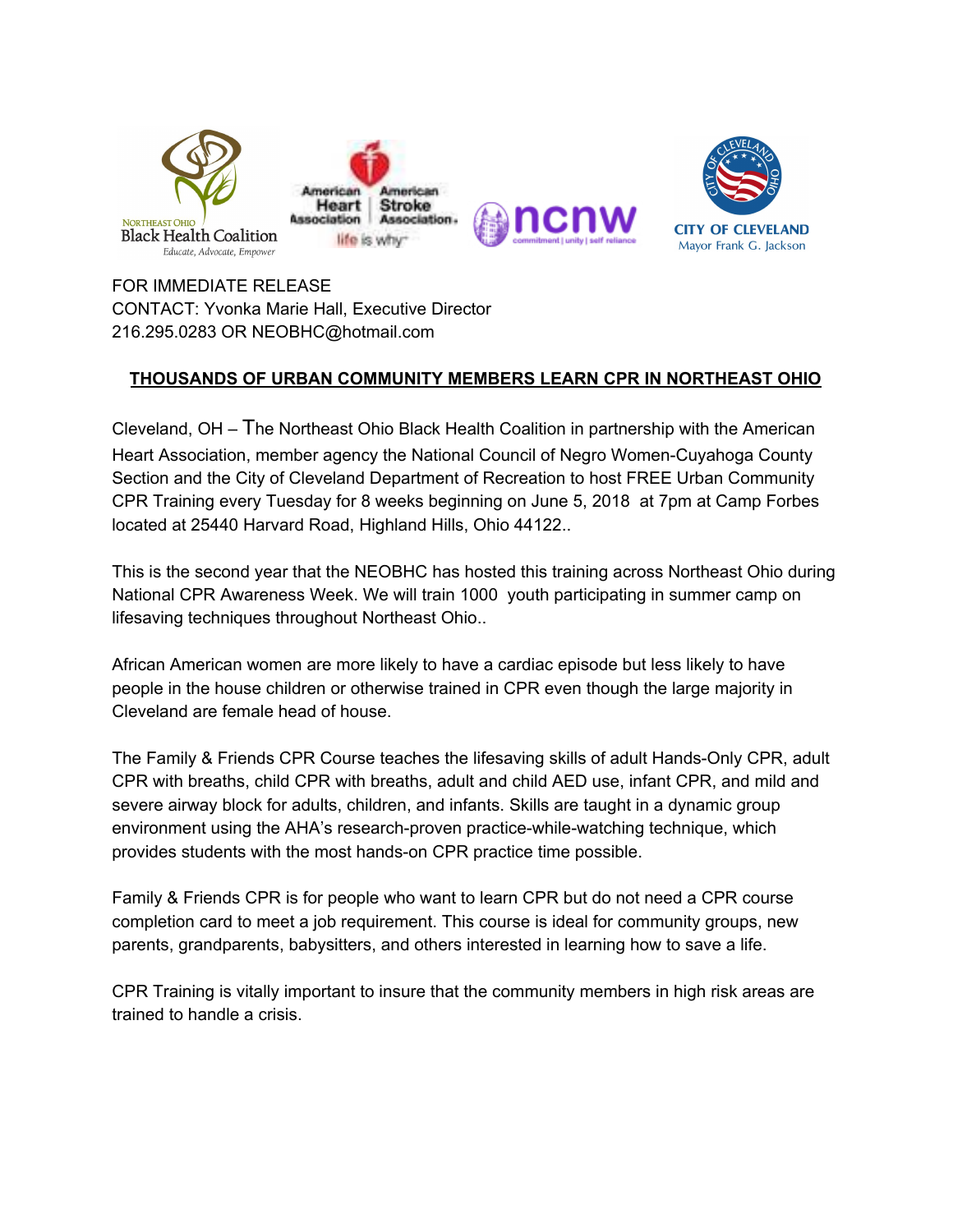NORTHEAST OHIO Black Health Coalition
Educate, Advocate, Empower

American Heart Association | American Stroke Association
life is why

ncnw
commitment | unity | self reliance

CITY OF CLEVELAND
Mayor Frank G. Jackson

FOR IMMEDIATE RELEASE
CONTACT: Yvonka Marie Hall, Executive Director
216.295.0283 OR NEOBHC@hotmail.com

## THOUSANDS OF URBAN COMMUNITY MEMBERS LEARN CPR IN NORTHEAST OHIO

Cleveland, OH – The Northeast Ohio Black Health Coalition in partnership with the American Heart Association, member agency the National Council of Negro Women-Cuyahoga County Section and the City of Cleveland Department of Recreation to host FREE Urban Community CPR Training every Tuesday for 8 weeks beginning on June 5, 2018 at 7pm at Camp Forbes located at 25440 Harvard Road, Highland Hills, Ohio 44122..

This is the second year that the NEOBHC has hosted this training across Northeast Ohio during National CPR Awareness Week. We will train 1000 youth participating in summer camp on lifesaving techniques throughout Northeast Ohio..

African American women are more likely to have a cardiac episode but less likely to have people in the house children or otherwise trained in CPR even though the large majority in Cleveland are female head of house.

The Family & Friends CPR Course teaches the lifesaving skills of adult Hands-Only CPR, adult CPR with breaths, child CPR with breaths, adult and child AED use, infant CPR, and mild and severe airway block for adults, children, and infants. Skills are taught in a dynamic group environment using the AHA's research-proven practice-while-watching technique, which provides students with the most hands-on CPR practice time possible.

Family & Friends CPR is for people who want to learn CPR but do not need a CPR course completion card to meet a job requirement. This course is ideal for community groups, new parents, grandparents, babysitters, and others interested in learning how to save a life.

CPR Training is vitally important to insure that the community members in high risk areas are trained to handle a crisis.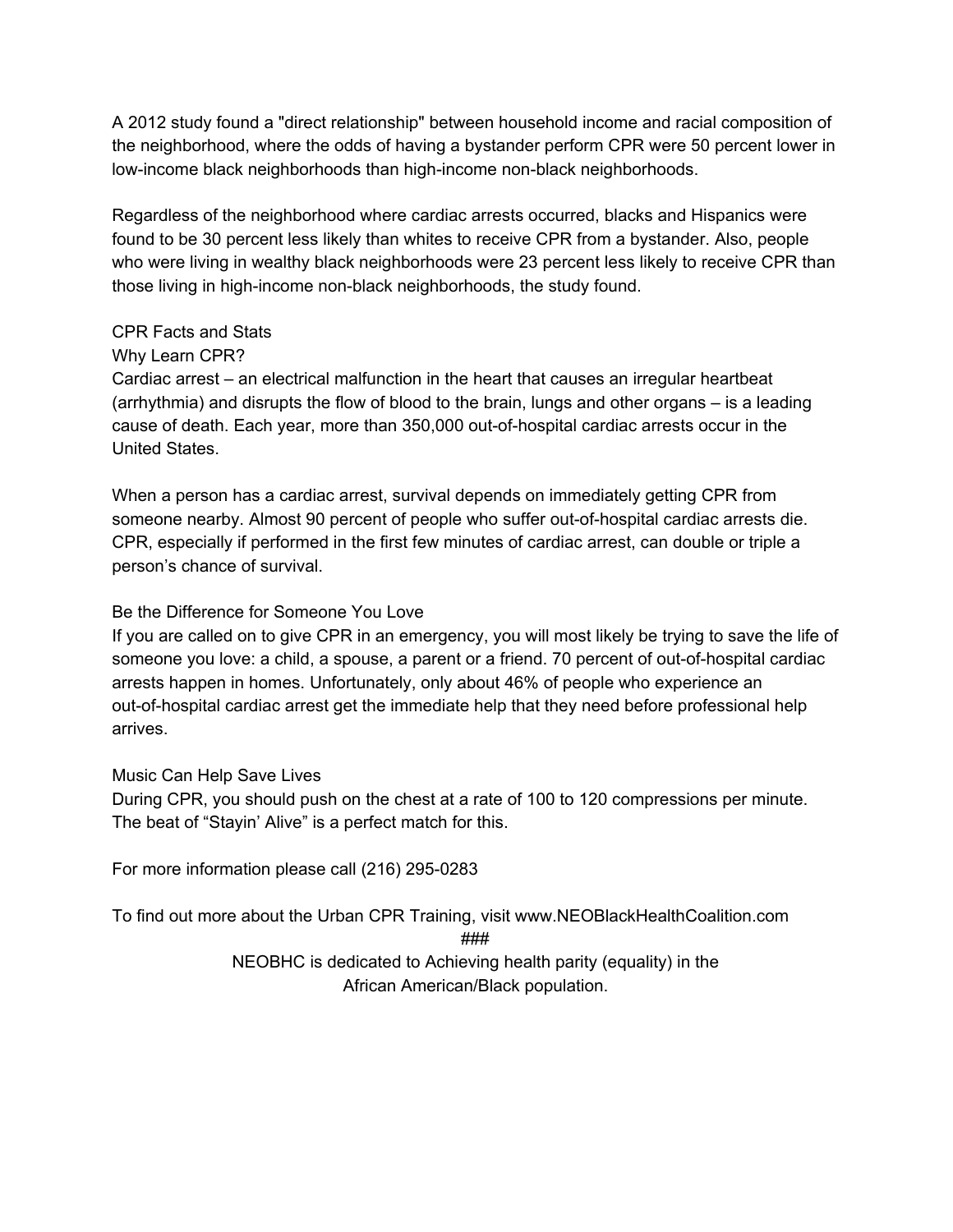A 2012 study found a "direct relationship" between household income and racial composition of the neighborhood, where the odds of having a bystander perform CPR were 50 percent lower in low-income black neighborhoods than high-income non-black neighborhoods.

Regardless of the neighborhood where cardiac arrests occurred, blacks and Hispanics were found to be 30 percent less likely than whites to receive CPR from a bystander. Also, people who were living in wealthy black neighborhoods were 23 percent less likely to receive CPR than those living in high-income non-black neighborhoods, the study found.

## CPR Facts and Stats

### Why Learn CPR?

Cardiac arrest – an electrical malfunction in the heart that causes an irregular heartbeat (arrhythmia) and disrupts the flow of blood to the brain, lungs and other organs – is a leading cause of death. Each year, more than 350,000 out-of-hospital cardiac arrests occur in the United States.

When a person has a cardiac arrest, survival depends on immediately getting CPR from someone nearby. Almost 90 percent of people who suffer out-of-hospital cardiac arrests die. CPR, especially if performed in the first few minutes of cardiac arrest, can double or triple a person's chance of survival.

### Be the Difference for Someone You Love

If you are called on to give CPR in an emergency, you will most likely be trying to save the life of someone you love: a child, a spouse, a parent or a friend. 70 percent of out-of-hospital cardiac arrests happen in homes. Unfortunately, only about 46% of people who experience an out-of-hospital cardiac arrest get the immediate help that they need before professional help arrives.

### Music Can Help Save Lives

During CPR, you should push on the chest at a rate of 100 to 120 compressions per minute. The beat of "Stayin' Alive" is a perfect match for this.

For more information please call (216) 295-0283

To find out more about the Urban CPR Training, visit www.NEOBlackHealthCoalition.com

###

NEOBHC is dedicated to Achieving health parity (equality) in the African American/Black population.